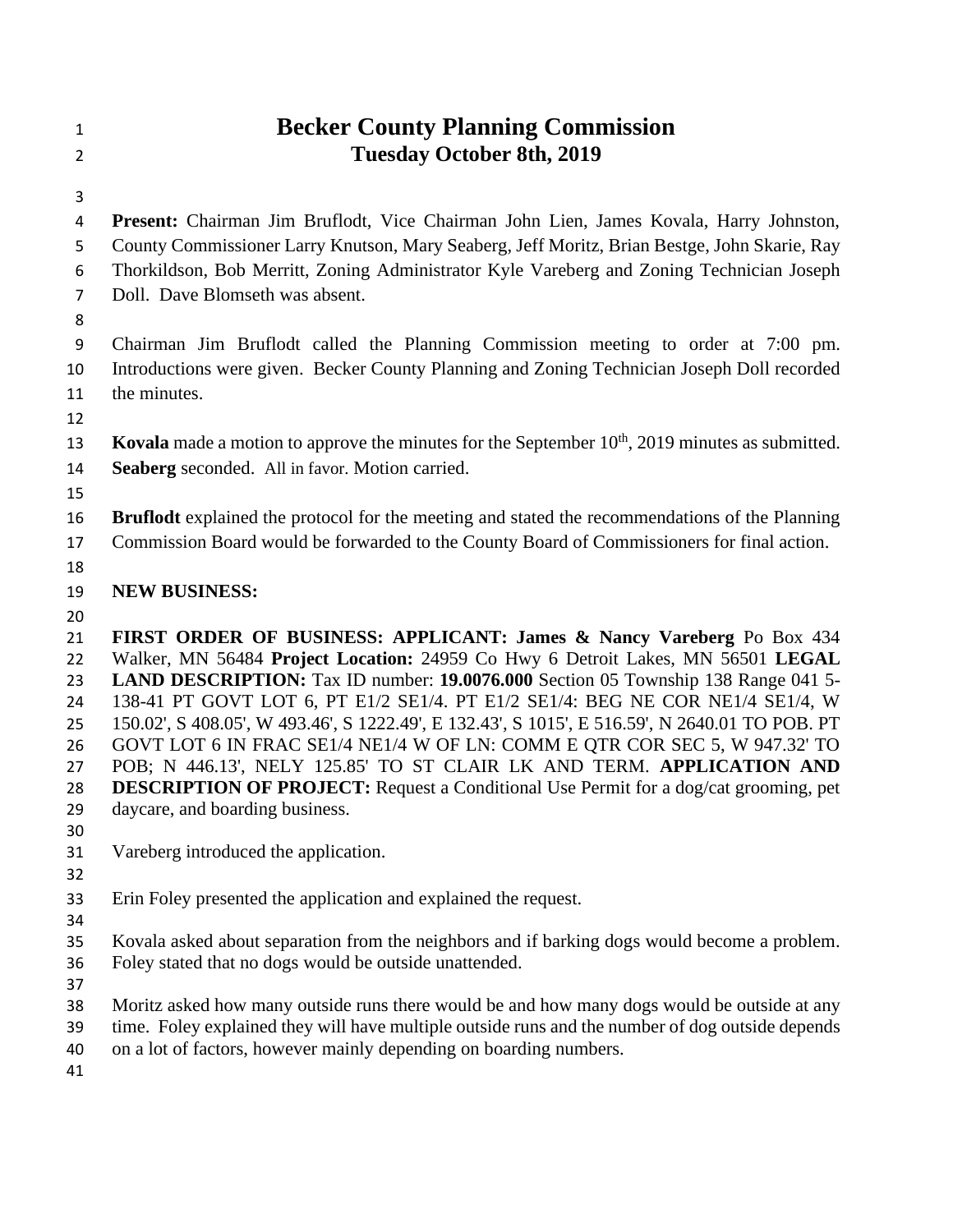# Becker County Planning Commission

## Tuesday October 8th, 2019

**Present:** Chairman Jim Bruflodt, Vice Chairman John Lien, James Kovala, Harry Johnston, County Commissioner Larry Knutson, Mary Seaberg, Jeff Moritz, Brian Bestge, John Skarie, Ray Thorkildson, Bob Merritt, Zoning Administrator Kyle Vareberg and Zoning Technician Joseph Doll. Dave Blomseth was absent.

Chairman Jim Bruflodt called the Planning Commission meeting to order at 7:00 pm. Introductions were given. Becker County Planning and Zoning Technician Joseph Doll recorded the minutes.

**Kovala** made a motion to approve the minutes for the September 10th, 2019 minutes as submitted. **Seaberg** seconded. All in favor. Motion carried.

**Bruflodt** explained the protocol for the meeting and stated the recommendations of the Planning Commission Board would be forwarded to the County Board of Commissioners for final action.

**NEW BUSINESS:**

**FIRST ORDER OF BUSINESS: APPLICANT: James & Nancy Vareberg** Po Box 434 Walker, MN 56484 **Project Location:** 24959 Co Hwy 6 Detroit Lakes, MN 56501 **LEGAL LAND DESCRIPTION:** Tax ID number: **19.0076.000** Section 05 Township 138 Range 041 5-138-41 PT GOVT LOT 6, PT E1/2 SE1/4. PT E1/2 SE1/4: BEG NE COR NE1/4 SE1/4, W 150.02', S 408.05', W 493.46', S 1222.49', E 132.43', S 1015', E 516.59', N 2640.01 TO POB. PT GOVT LOT 6 IN FRAC SE1/4 NE1/4 W OF LN: COMM E QTR COR SEC 5, W 947.32' TO POB; N 446.13', NELY 125.85' TO ST CLAIR LK AND TERM. **APPLICATION AND DESCRIPTION OF PROJECT:** Request a Conditional Use Permit for a dog/cat grooming, pet daycare, and boarding business.

Vareberg introduced the application.

Erin Foley presented the application and explained the request.

Kovala asked about separation from the neighbors and if barking dogs would become a problem. Foley stated that no dogs would be outside unattended.

Moritz asked how many outside runs there would be and how many dogs would be outside at any time. Foley explained they will have multiple outside runs and the number of dog outside depends on a lot of factors, however mainly depending on boarding numbers.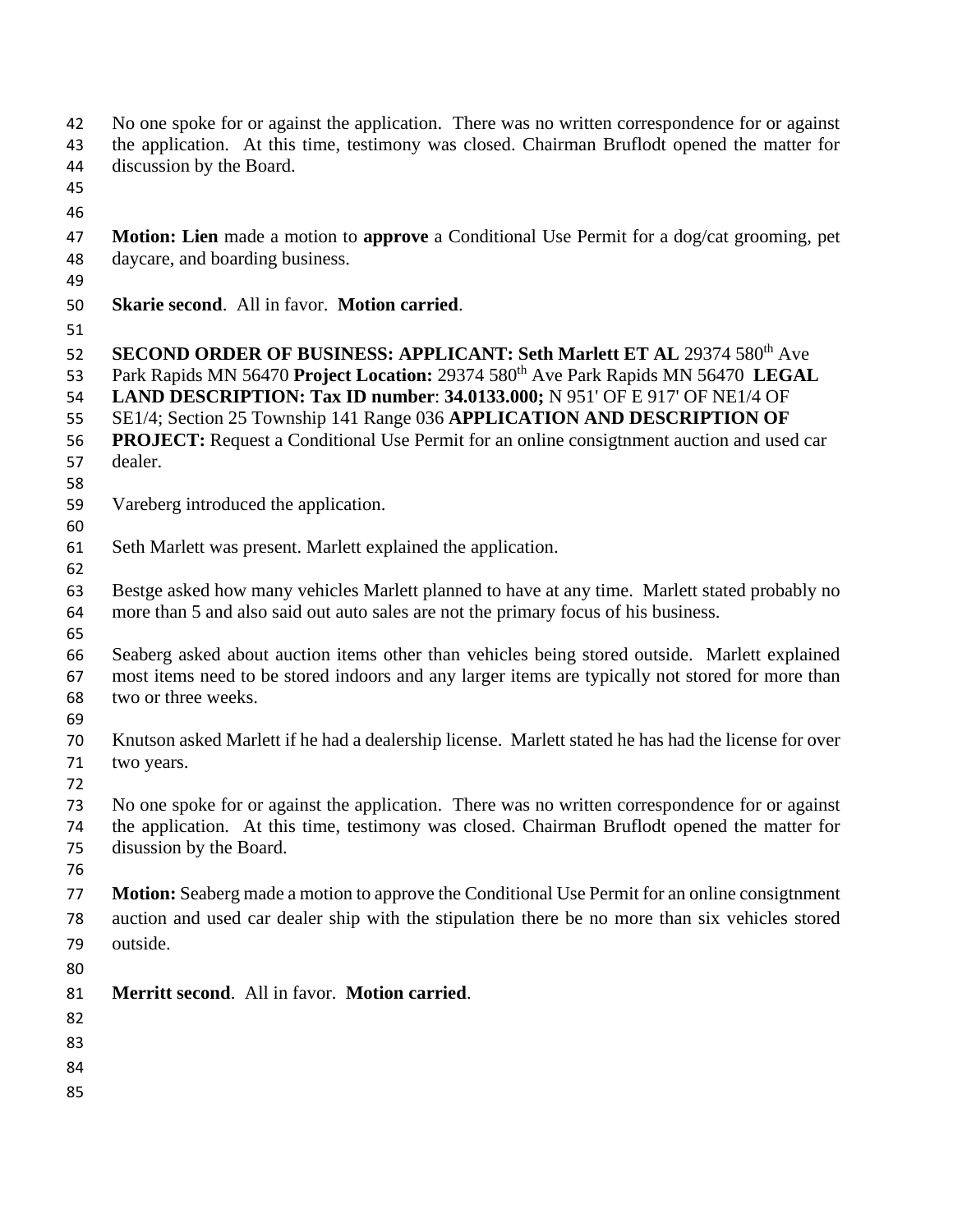No one spoke for or against the application. There was no written correspondence for or against the application. At this time, testimony was closed. Chairman Bruflodt opened the matter for discussion by the Board.

**Motion: Lien** made a motion to **approve** a Conditional Use Permit for a dog/cat grooming, pet daycare, and boarding business.

**Skarie second**. All in favor. **Motion carried**.

**SECOND ORDER OF BUSINESS: APPLICANT: Seth Marlett ET AL** 29374 580th Ave Park Rapids MN 56470 **Project Location:** 29374 580th Ave Park Rapids MN 56470 **LEGAL LAND DESCRIPTION: Tax ID number**: **34.0133.000;** N 951' OF E 917' OF NE1/4 OF SE1/4; Section 25 Township 141 Range 036 **APPLICATION AND DESCRIPTION OF PROJECT:** Request a Conditional Use Permit for an online consigtnment auction and used car dealer.

Vareberg introduced the application.

Seth Marlett was present. Marlett explained the application.

Bestge asked how many vehicles Marlett planned to have at any time. Marlett stated probably no more than 5 and also said out auto sales are not the primary focus of his business.

Seaberg asked about auction items other than vehicles being stored outside. Marlett explained most items need to be stored indoors and any larger items are typically not stored for more than two or three weeks.

Knutson asked Marlett if he had a dealership license. Marlett stated he has had the license for over two years.

No one spoke for or against the application. There was no written correspondence for or against the application. At this time, testimony was closed. Chairman Bruflodt opened the matter for disussion by the Board.

**Motion:** Seaberg made a motion to approve the Conditional Use Permit for an online consigtnment auction and used car dealer ship with the stipulation there be no more than six vehicles stored outside.

**Merritt second**. All in favor. **Motion carried**.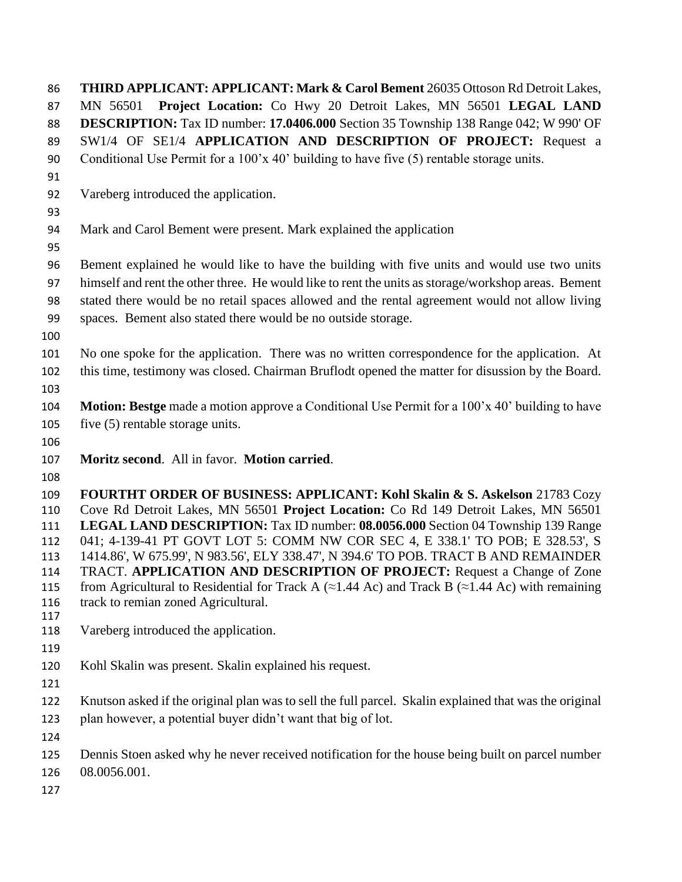**THIRD APPLICANT: APPLICANT: Mark & Carol Bement** 26035 Ottoson Rd Detroit Lakes, MN 56501 **Project Location:** Co Hwy 20 Detroit Lakes, MN 56501 **LEGAL LAND DESCRIPTION:** Tax ID number: **17.0406.000** Section 35 Township 138 Range 042; W 990' OF SW1/4 OF SE1/4 **APPLICATION AND DESCRIPTION OF PROJECT:** Request a Conditional Use Permit for a 100'x 40' building to have five (5) rentable storage units.

Vareberg introduced the application.

Mark and Carol Bement were present. Mark explained the application

Bement explained he would like to have the building with five units and would use two units himself and rent the other three. He would like to rent the units as storage/workshop areas. Bement stated there would be no retail spaces allowed and the rental agreement would not allow living spaces. Bement also stated there would be no outside storage.

No one spoke for the application. There was no written correspondence for the application. At this time, testimony was closed. Chairman Bruflodt opened the matter for disussion by the Board.

**Motion: Bestge** made a motion approve a Conditional Use Permit for a 100'x 40' building to have five (5) rentable storage units.

**Moritz second**. All in favor. **Motion carried**.

**FOURTHT ORDER OF BUSINESS: APPLICANT: Kohl Skalin & S. Askelson** 21783 Cozy Cove Rd Detroit Lakes, MN 56501 **Project Location:** Co Rd 149 Detroit Lakes, MN 56501 **LEGAL LAND DESCRIPTION:** Tax ID number: **08.0056.000** Section 04 Township 139 Range 041; 4-139-41 PT GOVT LOT 5: COMM NW COR SEC 4, E 338.1' TO POB; E 328.53', S 1414.86', W 675.99', N 983.56', ELY 338.47', N 394.6' TO POB. TRACT B AND REMAINDER TRACT. **APPLICATION AND DESCRIPTION OF PROJECT:** Request a Change of Zone from Agricultural to Residential for Track A (≈1.44 Ac) and Track B (≈1.44 Ac) with remaining track to remian zoned Agricultural.

Vareberg introduced the application.

Kohl Skalin was present. Skalin explained his request.

Knutson asked if the original plan was to sell the full parcel. Skalin explained that was the original plan however, a potential buyer didn't want that big of lot.

Dennis Stoen asked why he never received notification for the house being built on parcel number 08.0056.001.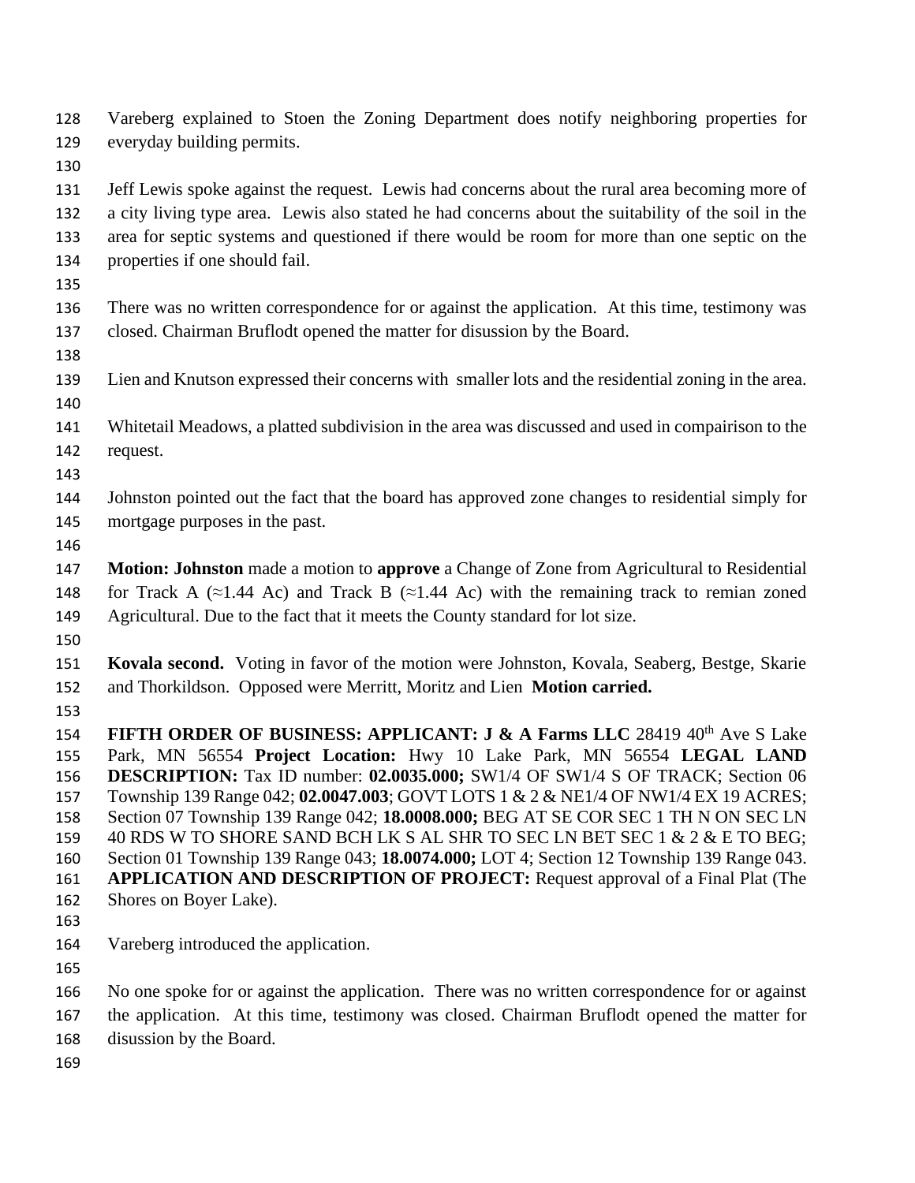Vareberg explained to Stoen the Zoning Department does notify neighboring properties for everyday building permits.

Jeff Lewis spoke against the request. Lewis had concerns about the rural area becoming more of a city living type area. Lewis also stated he had concerns about the suitability of the soil in the area for septic systems and questioned if there would be room for more than one septic on the properties if one should fail.

There was no written correspondence for or against the application. At this time, testimony was closed. Chairman Bruflodt opened the matter for disussion by the Board.

Lien and Knutson expressed their concerns with smaller lots and the residential zoning in the area.

Whitetail Meadows, a platted subdivision in the area was discussed and used in compairison to the request.

Johnston pointed out the fact that the board has approved zone changes to residential simply for mortgage purposes in the past.

**Motion: Johnston** made a motion to **approve** a Change of Zone from Agricultural to Residential for Track A (≈1.44 Ac) and Track B (≈1.44 Ac) with the remaining track to remian zoned Agricultural. Due to the fact that it meets the County standard for lot size.

**Kovala second.** Voting in favor of the motion were Johnston, Kovala, Seaberg, Bestge, Skarie and Thorkildson. Opposed were Merritt, Moritz and Lien **Motion carried.**

**FIFTH ORDER OF BUSINESS: APPLICANT: J & A Farms LLC** 28419 40th Ave S Lake Park, MN 56554 **Project Location:** Hwy 10 Lake Park, MN 56554 **LEGAL LAND DESCRIPTION:** Tax ID number: **02.0035.000;** SW1/4 OF SW1/4 S OF TRACK; Section 06 Township 139 Range 042; **02.0047.003**; GOVT LOTS 1 & 2 & NE1/4 OF NW1/4 EX 19 ACRES; Section 07 Township 139 Range 042; **18.0008.000;** BEG AT SE COR SEC 1 TH N ON SEC LN 40 RDS W TO SHORE SAND BCH LK S AL SHR TO SEC LN BET SEC 1 & 2 & E TO BEG; Section 01 Township 139 Range 043; **18.0074.000;** LOT 4; Section 12 Township 139 Range 043. **APPLICATION AND DESCRIPTION OF PROJECT:** Request approval of a Final Plat (The Shores on Boyer Lake).

Vareberg introduced the application.

No one spoke for or against the application. There was no written correspondence for or against the application. At this time, testimony was closed. Chairman Bruflodt opened the matter for disussion by the Board.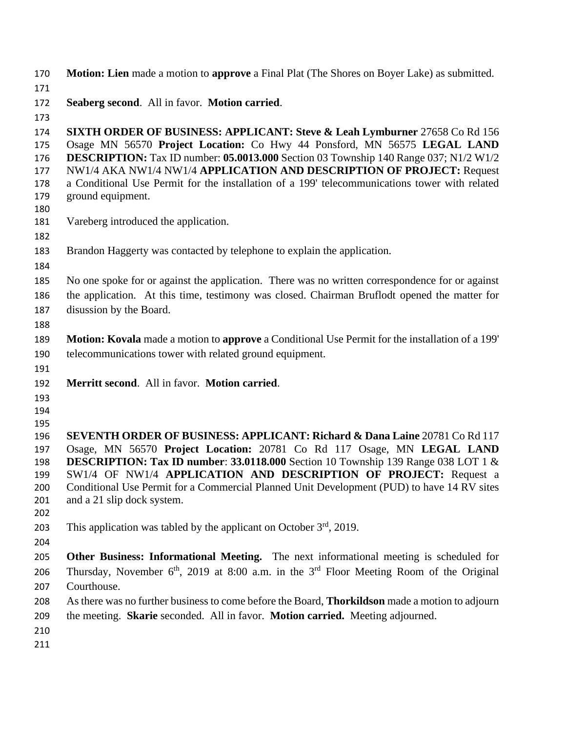**Motion: Lien** made a motion to **approve** a Final Plat (The Shores on Boyer Lake) as submitted.

**Seaberg second**. All in favor. **Motion carried**.

**SIXTH ORDER OF BUSINESS: APPLICANT: Steve & Leah Lymburner** 27658 Co Rd 156 Osage MN 56570 **Project Location:** Co Hwy 44 Ponsford, MN 56575 **LEGAL LAND DESCRIPTION:** Tax ID number: **05.0013.000** Section 03 Township 140 Range 037; N1/2 W1/2 NW1/4 AKA NW1/4 NW1/4 **APPLICATION AND DESCRIPTION OF PROJECT:** Request a Conditional Use Permit for the installation of a 199' telecommunications tower with related ground equipment.

Vareberg introduced the application.

Brandon Haggerty was contacted by telephone to explain the application.

No one spoke for or against the application. There was no written correspondence for or against the application. At this time, testimony was closed. Chairman Bruflodt opened the matter for disussion by the Board.

**Motion: Kovala** made a motion to **approve** a Conditional Use Permit for the installation of a 199' telecommunications tower with related ground equipment.

**Merritt second**. All in favor. **Motion carried**.

**SEVENTH ORDER OF BUSINESS: APPLICANT: Richard & Dana Laine** 20781 Co Rd 117 Osage, MN 56570 **Project Location:** 20781 Co Rd 117 Osage, MN **LEGAL LAND DESCRIPTION: Tax ID number**: **33.0118.000** Section 10 Township 139 Range 038 LOT 1 & SW1/4 OF NW1/4 **APPLICATION AND DESCRIPTION OF PROJECT:** Request a Conditional Use Permit for a Commercial Planned Unit Development (PUD) to have 14 RV sites and a 21 slip dock system.

This application was tabled by the applicant on October 3rd, 2019.

**Other Business: Informational Meeting.** The next informational meeting is scheduled for Thursday, November 6th, 2019 at 8:00 a.m. in the 3rd Floor Meeting Room of the Original Courthouse.

As there was no further business to come before the Board, **Thorkildson** made a motion to adjourn the meeting. **Skarie** seconded. All in favor. **Motion carried.** Meeting adjourned.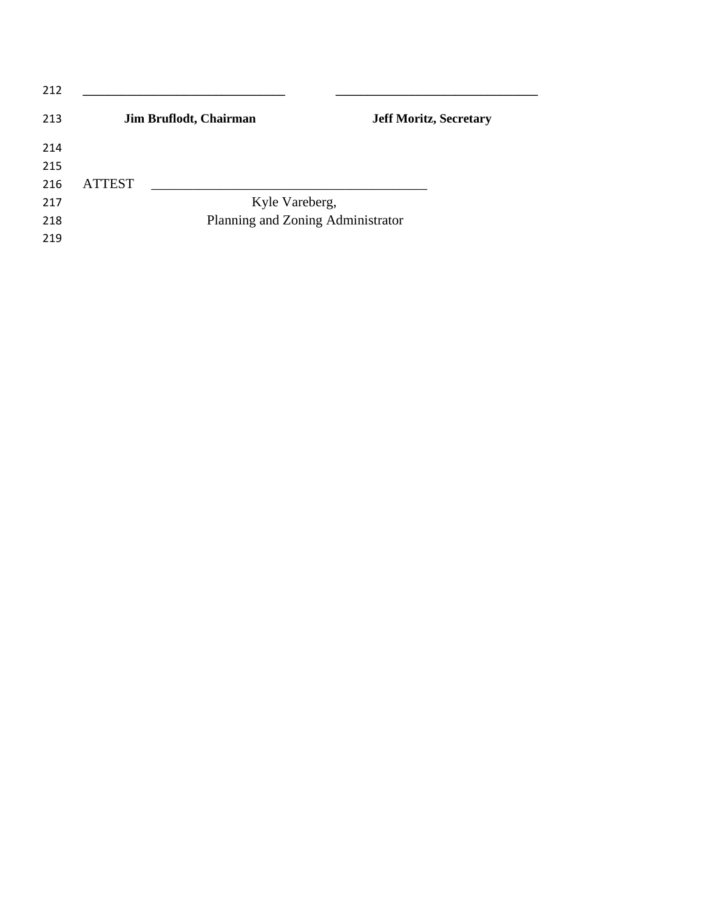\_\_\_\_\_\_\_\_\_\_\_\_\_\_\_\_\_\_\_\_\_\_\_\_\_\_\_\_\_\_ \_\_\_\_\_\_\_\_\_\_\_\_\_\_\_\_\_\_\_\_\_\_\_\_\_\_\_\_\_\_

**Jim Bruflodt, Chairman** **Jeff Moritz, Secretary**

ATTEST \_\_\_\_\_\_\_\_\_\_\_\_\_\_\_\_\_\_\_\_\_\_\_\_\_\_\_\_\_\_\_\_\_\_\_\_\_\_\_\_

Kyle Vareberg,
Planning and Zoning Administrator